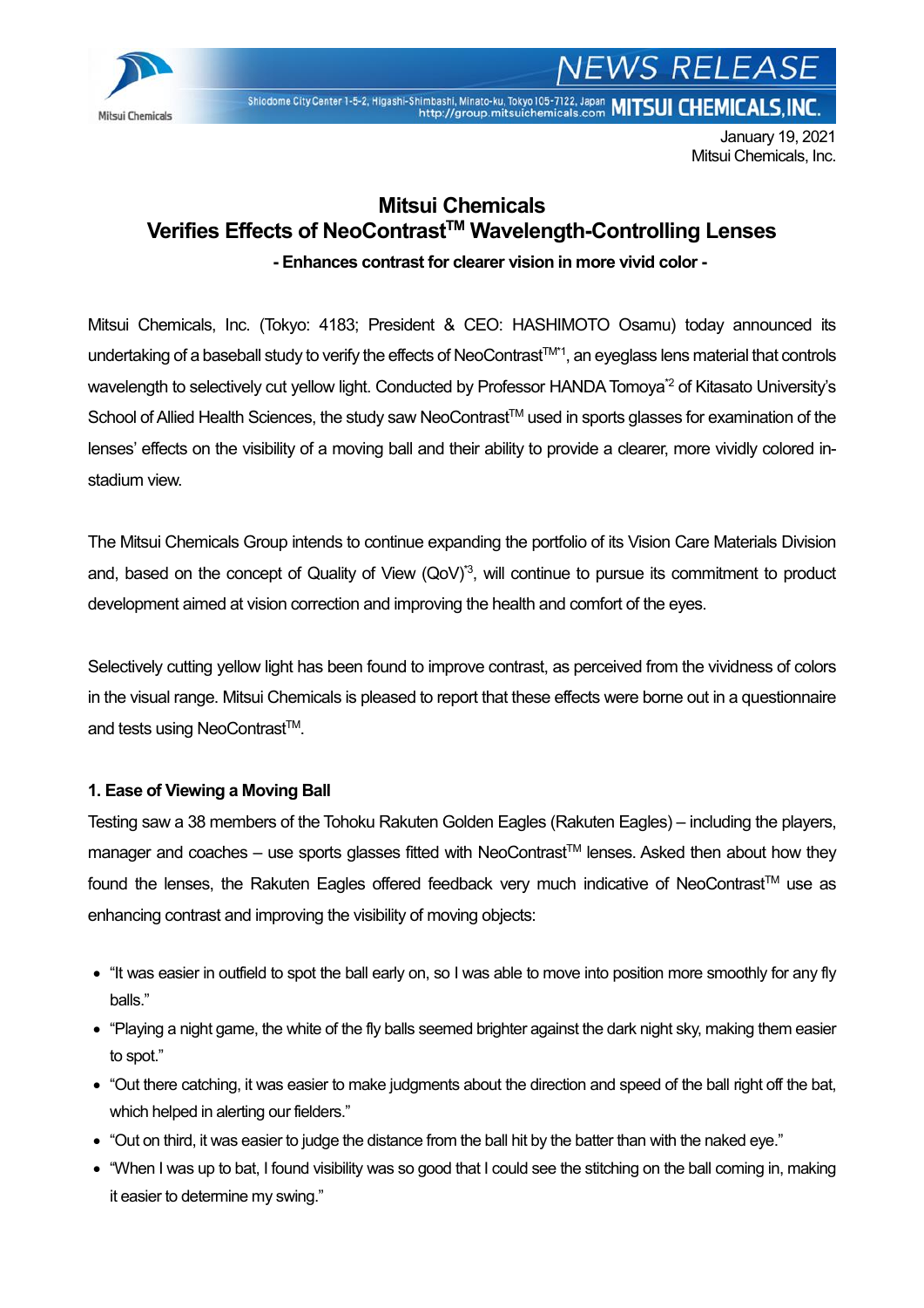January 19, 2021
Mitsui Chemicals, Inc.

# Mitsui Chemicals
# Verifies Effects of NeoContrast™ Wavelength-Controlling Lenses

**- Enhances contrast for clearer vision in more vivid color -**

Mitsui Chemicals, Inc. (Tokyo: 4183; President & CEO: HASHIMOTO Osamu) today announced its undertaking of a baseball study to verify the effects of NeoContrast™[*1], an eyeglass lens material that controls wavelength to selectively cut yellow light. Conducted by Professor HANDA Tomoya[*2] of Kitasato University's School of Allied Health Sciences, the study saw NeoContrast™ used in sports glasses for examination of the lenses' effects on the visibility of a moving ball and their ability to provide a clearer, more vividly colored in-stadium view.

The Mitsui Chemicals Group intends to continue expanding the portfolio of its Vision Care Materials Division and, based on the concept of Quality of View (QoV)[*3], will continue to pursue its commitment to product development aimed at vision correction and improving the health and comfort of the eyes.

Selectively cutting yellow light has been found to improve contrast, as perceived from the vividness of colors in the visual range. Mitsui Chemicals is pleased to report that these effects were borne out in a questionnaire and tests using NeoContrast™.

### 1. Ease of Viewing a Moving Ball

Testing saw a 38 members of the Tohoku Rakuten Golden Eagles (Rakuten Eagles) – including the players, manager and coaches – use sports glasses fitted with NeoContrast™ lenses. Asked then about how they found the lenses, the Rakuten Eagles offered feedback very much indicative of NeoContrast™ use as enhancing contrast and improving the visibility of moving objects:

- "It was easier in outfield to spot the ball early on, so I was able to move into position more smoothly for any fly balls."
- "Playing a night game, the white of the fly balls seemed brighter against the dark night sky, making them easier to spot."
- "Out there catching, it was easier to make judgments about the direction and speed of the ball right off the bat, which helped in alerting our fielders."
- "Out on third, it was easier to judge the distance from the ball hit by the batter than with the naked eye."
- "When I was up to bat, I found visibility was so good that I could see the stitching on the ball coming in, making it easier to determine my swing."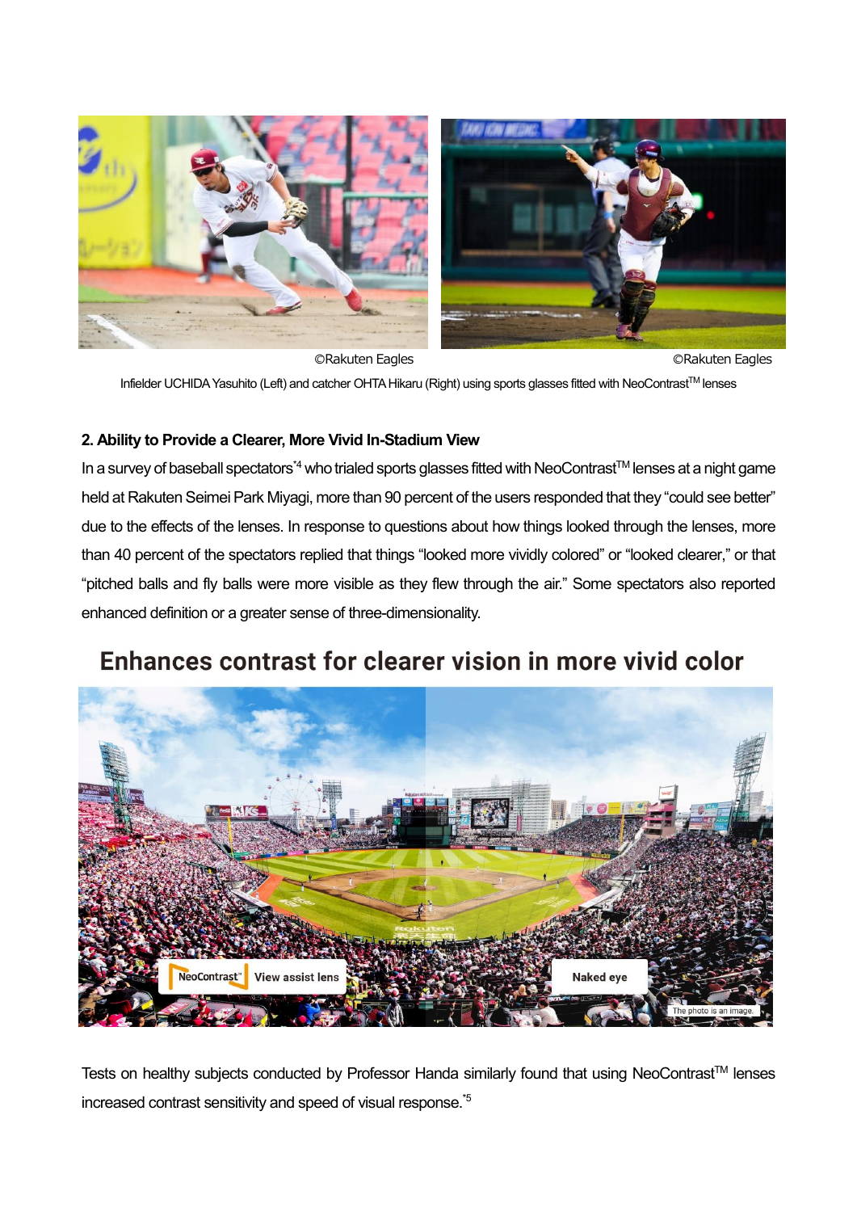©Rakuten Eagles ©Rakuten Eagles

Infielder UCHIDA Yasuhito (Left) and catcher OHTA Hikaru (Right) using sports glasses fitted with NeoContrast™ lenses

**2. Ability to Provide a Clearer, More Vivid In-Stadium View**

In a survey of baseball spectators[*4] who trialed sports glasses fitted with NeoContrast™ lenses at a night game held at Rakuten Seimei Park Miyagi, more than 90 percent of the users responded that they "could see better" due to the effects of the lenses. In response to questions about how things looked through the lenses, more than 40 percent of the spectators replied that things "looked more vividly colored" or "looked clearer," or that "pitched balls and fly balls were more visible as they flew through the air." Some spectators also reported enhanced definition or a greater sense of three-dimensionality.

## Enhances contrast for clearer vision in more vivid color

NeoContrast™ View assist lens | Naked eye

The photo is an image.

Tests on healthy subjects conducted by Professor Handa similarly found that using NeoContrast™ lenses increased contrast sensitivity and speed of visual response.[*5]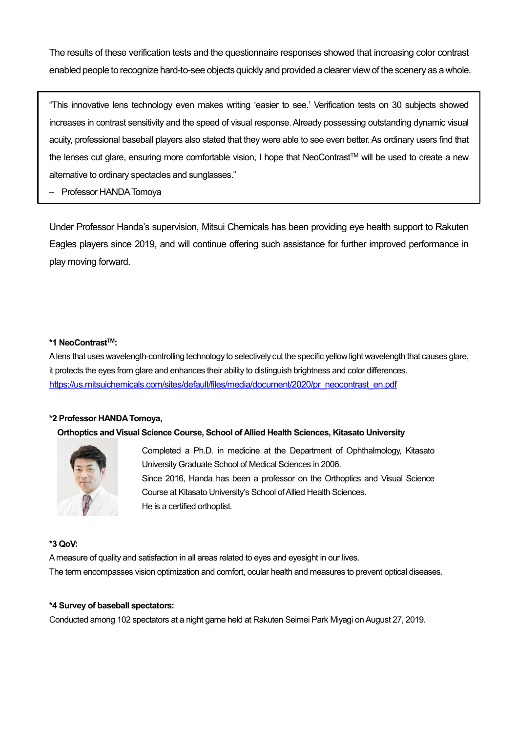The results of these verification tests and the questionnaire responses showed that increasing color contrast enabled people to recognize hard-to-see objects quickly and provided a clearer view of the scenery as a whole.

> "This innovative lens technology even makes writing 'easier to see.' Verification tests on 30 subjects showed increases in contrast sensitivity and the speed of visual response. Already possessing outstanding dynamic visual acuity, professional baseball players also stated that they were able to see even better. As ordinary users find that the lenses cut glare, ensuring more comfortable vision, I hope that NeoContrast™ will be used to create a new alternative to ordinary spectacles and sunglasses."
>
> – Professor HANDA Tomoya

Under Professor Handa's supervision, Mitsui Chemicals has been providing eye health support to Rakuten Eagles players since 2019, and will continue offering such assistance for further improved performance in play moving forward.

**\*1 NeoContrast™:**

A lens that uses wavelength-controlling technology to selectively cut the specific yellow light wavelength that causes glare, it protects the eyes from glare and enhances their ability to distinguish brightness and color differences.
https://us.mitsuichemicals.com/sites/default/files/media/document/2020/pr_neocontrast_en.pdf

**\*2 Professor HANDA Tomoya,**
**Orthoptics and Visual Science Course, School of Allied Health Sciences, Kitasato University**

Completed a Ph.D. in medicine at the Department of Ophthalmology, Kitasato University Graduate School of Medical Sciences in 2006.
Since 2016, Handa has been a professor on the Orthoptics and Visual Science Course at Kitasato University's School of Allied Health Sciences.
He is a certified orthoptist.

**\*3 QoV:**

A measure of quality and satisfaction in all areas related to eyes and eyesight in our lives.
The term encompasses vision optimization and comfort, ocular health and measures to prevent optical diseases.

**\*4 Survey of baseball spectators:**

Conducted among 102 spectators at a night game held at Rakuten Seimei Park Miyagi on August 27, 2019.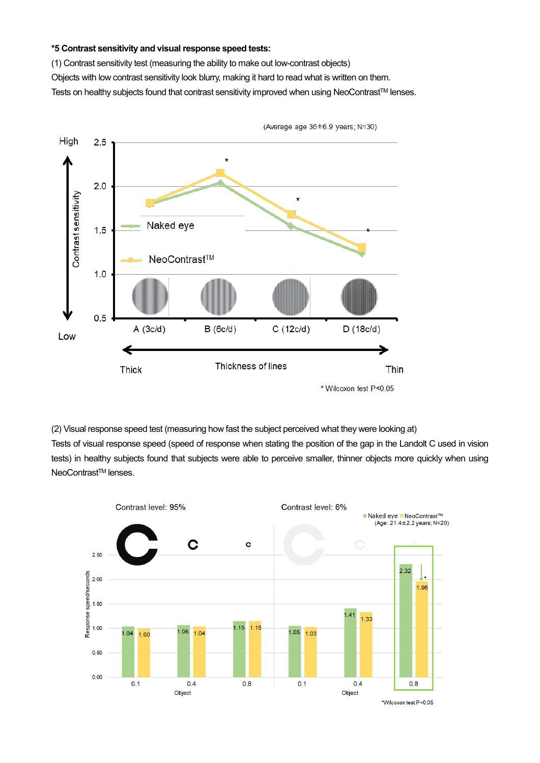**\*5 Contrast sensitivity and visual response speed tests:**

(1) Contrast sensitivity test (measuring the ability to make out low-contrast objects)
Objects with low contrast sensitivity look blurry, making it hard to read what is written on them.
Tests on healthy subjects found that contrast sensitivity improved when using NeoContrast™ lenses.

(Average age 36±6.9 years; N=30)

High

Low

Contrast sensitivity

2.5
2.0
1.5
1.0
0.5

Naked eye

NeoContrast™

\*

\*

\*

A (3c/d)
B (6c/d)
C (12c/d)
D (18c/d)

Thick
Thickness of lines
Thin

\* Wilcoxon test P<0.05

(2) Visual response speed test (measuring how fast the subject perceived what they were looking at)
Tests of visual response speed (speed of response when stating the position of the gap in the Landolt C used in vision tests) in healthy subjects found that subjects were able to perceive smaller, thinner objects more quickly when using NeoContrast™ lenses.

Contrast level: 95%

Contrast level: 6%

Naked eye NeoContrast™
(Age: 21.4±2.2 years; N=20)

Response speed/seconds

2.50
2.00
1.50
1.00
0.50
0.00

1.04 1.00
1.06 1.04
1.15 1.15
1.05 1.03
1.41 1.33
2.32 1.96

\*

0.1
0.4
0.8
0.1
0.4
0.8

Object

Object

\*Wilcoxon test P<0.05